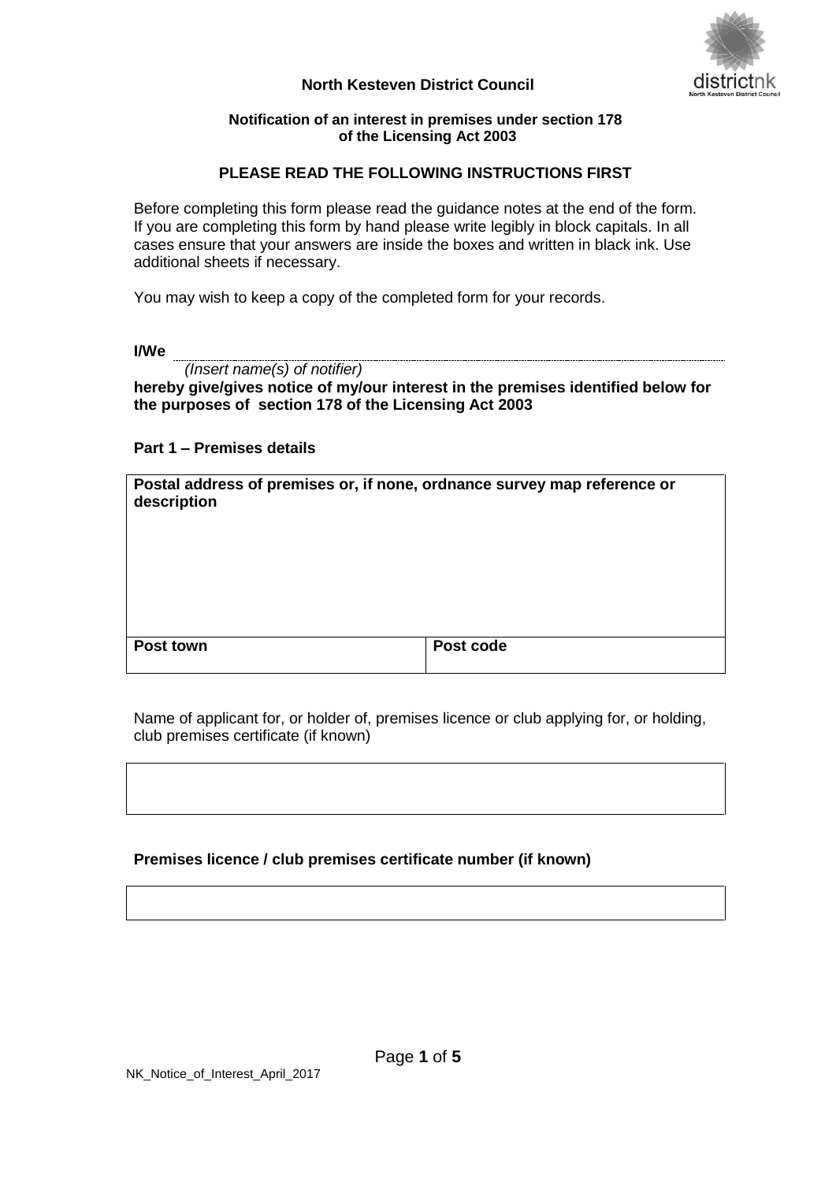**North Kesteven District Council**

**Notification of an interest in premises under section 178 of the Licensing Act 2003**

**PLEASE READ THE FOLLOWING INSTRUCTIONS FIRST**

Before completing this form please read the guidance notes at the end of the form. If you are completing this form by hand please write legibly in block capitals. In all cases ensure that your answers are inside the boxes and written in black ink. Use additional sheets if necessary.

You may wish to keep a copy of the completed form for your records.

**I/We** ....................................................................................................................
*(Insert name(s) of notifier)*
**hereby give/gives notice of my/our interest in the premises identified below for the purposes of section 178 of the Licensing Act 2003**

**Part 1 – Premises details**

| **Postal address of premises or, if none, ordnance survey map reference or description** | |
|---|---|
| | |
| **Post town** | **Post code** |

Name of applicant for, or holder of, premises licence or club applying for, or holding, club premises certificate (if known)

| |
|---|
| |

**Premises licence / club premises certificate number (if known)**

| |
|---|
| |

NK_Notice_of_Interest_April_2017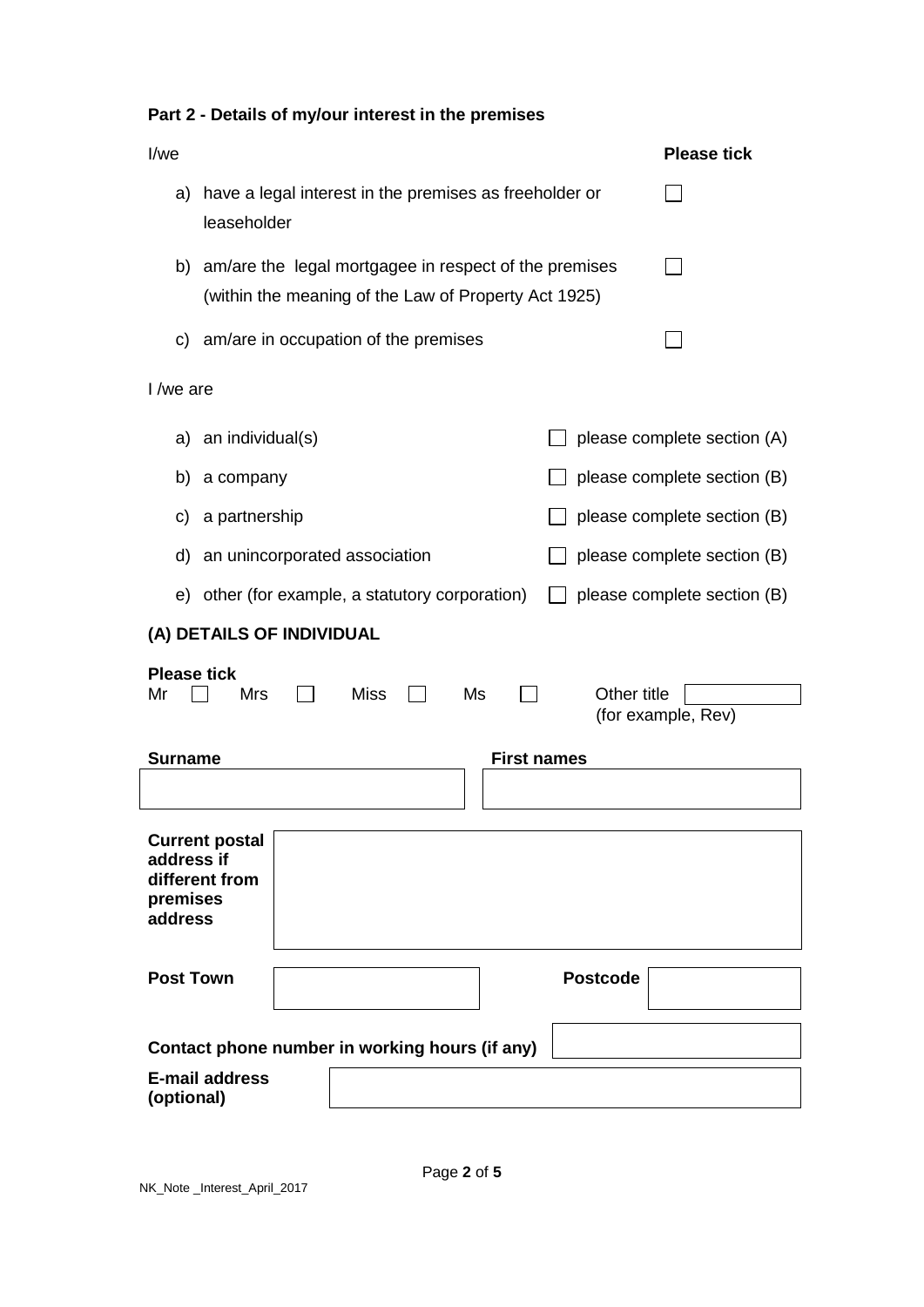**Part 2 - Details of my/our interest in the premises**

| I/we | Please tick |
|---|---|
| a) have a legal interest in the premises as freeholder or leaseholder | ☐ |
| b) am/are the legal mortgagee in respect of the premises (within the meaning of the Law of Property Act 1925) | ☐ |
| c) am/are in occupation of the premises | ☐ |

I /we are

| | | |
|---|---|---|
| a) an individual(s) | ☐ | please complete section (A) |
| b) a company | ☐ | please complete section (B) |
| c) a partnership | ☐ | please complete section (B) |
| d) an unincorporated association | ☐ | please complete section (B) |
| e) other (for example, a statutory corporation) | ☐ | please complete section (B) |

**(A) DETAILS OF INDIVIDUAL**

**Please tick**

Mr ☐ Mrs ☐ Miss ☐ Ms ☐ Other title (for example, Rev) ____________

**Surname** ____________ **First names** ____________

**Current postal address if different from premises address** ____________

**Post Town** ____________ **Postcode** ____________

**Contact phone number in working hours (if any)** ____________

**E-mail address (optional)** ____________

NK_Note _Interest_April_2017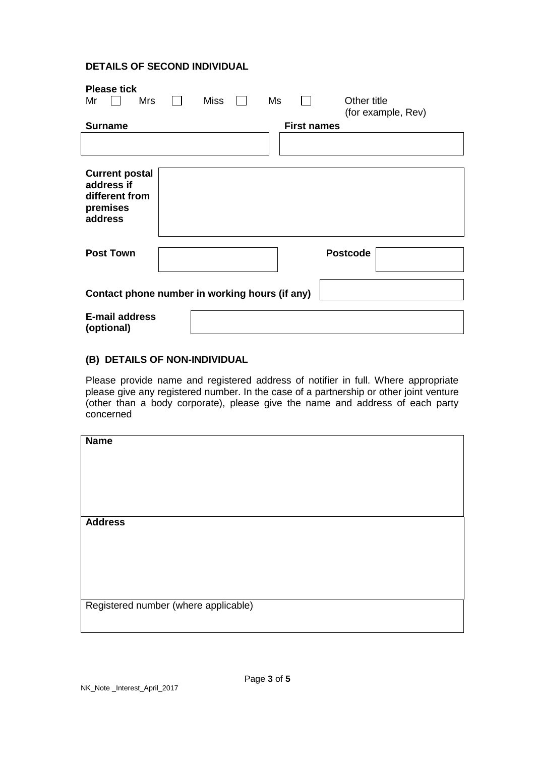**DETAILS OF SECOND INDIVIDUAL**

**Please tick**

Mr ☐ Mrs ☐ Miss ☐ Ms ☐ Other title (for example, Rev)

| **Surname** | **First names** |
|---|---|
| | |

| **Current postal address if different from premises address** | |
|---|---|

| **Post Town** | | **Postcode** | |
|---|---|---|---|

| **Contact phone number in working hours (if any)** | |
|---|---|

| **E-mail address (optional)** | |
|---|---|

**(B) DETAILS OF NON-INDIVIDUAL**

Please provide name and registered address of notifier in full. Where appropriate please give any registered number. In the case of a partnership or other joint venture (other than a body corporate), please give the name and address of each party concerned

| **Name** |
|---|
| |
| **Address** |
| |
| Registered number (where applicable) |
| |

NK_Note _Interest_April_2017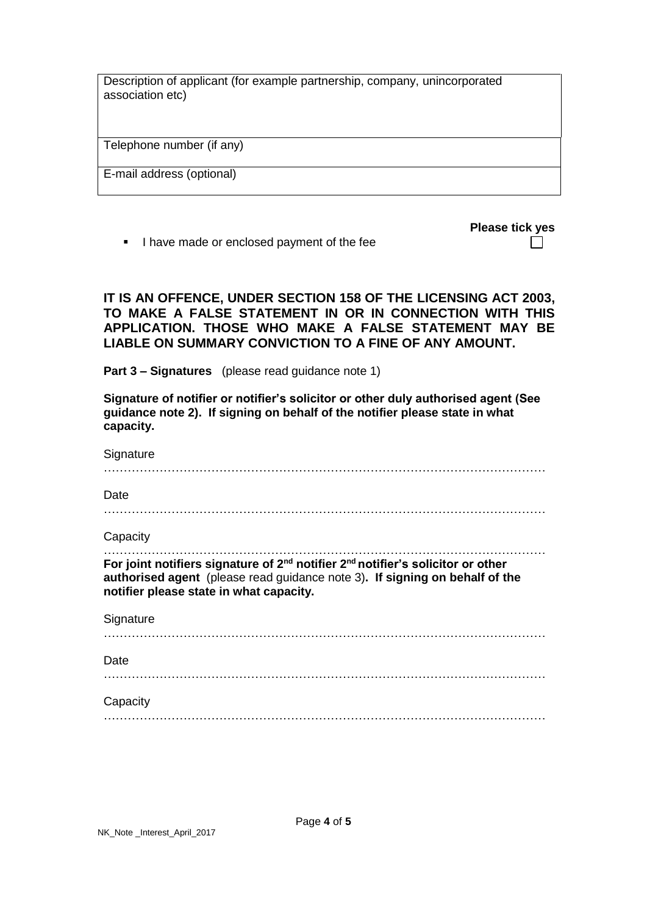| Description of applicant (for example partnership, company, unincorporated association etc) |
|---|
| Telephone number (if any) |
| E-mail address (optional) |

**Please tick yes**

- I have made or enclosed payment of the fee ☐

**IT IS AN OFFENCE, UNDER SECTION 158 OF THE LICENSING ACT 2003, TO MAKE A FALSE STATEMENT IN OR IN CONNECTION WITH THIS APPLICATION. THOSE WHO MAKE A FALSE STATEMENT MAY BE LIABLE ON SUMMARY CONVICTION TO A FINE OF ANY AMOUNT.**

**Part 3 – Signatures** (please read guidance note 1)

**Signature of notifier or notifier's solicitor or other duly authorised agent (See guidance note 2). If signing on behalf of the notifier please state in what capacity.**

Signature

…………………………………………………………………………………………………

Date

…………………………………………………………………………………………………

Capacity

…………………………………………………………………………………………………

**For joint notifiers signature of 2nd notifier 2nd notifier's solicitor or other authorised agent** (please read guidance note 3)**. If signing on behalf of the notifier please state in what capacity.**

Signature

…………………………………………………………………………………………………

Date

…………………………………………………………………………………………………

Capacity

…………………………………………………………………………………………………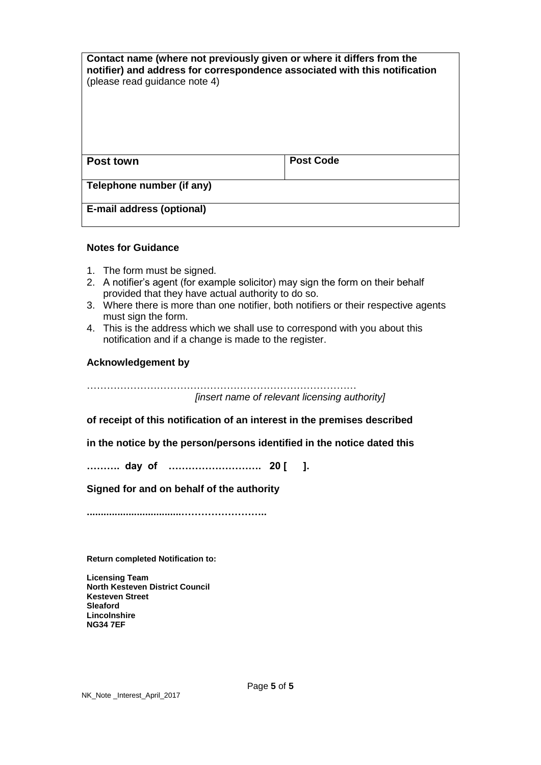| | |
|---|---|
| **Contact name (where not previously given or where it differs from the notifier) and address for correspondence associated with this notification** (please read guidance note 4) | |
| **Post town** | **Post Code** |
| **Telephone number (if any)** | |
| **E-mail address (optional)** | |

### Notes for Guidance

1. The form must be signed.
2. A notifier's agent (for example solicitor) may sign the form on their behalf provided that they have actual authority to do so.
3. Where there is more than one notifier, both notifiers or their respective agents must sign the form.
4. This is the address which we shall use to correspond with you about this notification and if a change is made to the register.

### Acknowledgement by

…………………………………………………………………………

*[insert name of relevant licensing authority]*

**of receipt of this notification of an interest in the premises described**

**in the notice by the person/persons identified in the notice dated this**

**………. day of ………………………. 20 [ ].**

**Signed for and on behalf of the authority**

**................................……………………..**

**Return completed Notification to:**

**Licensing Team**
**North Kesteven District Council**
**Kesteven Street**
**Sleaford**
**Lincolnshire**
**NG34 7EF**

NK_Note _Interest_April_2017